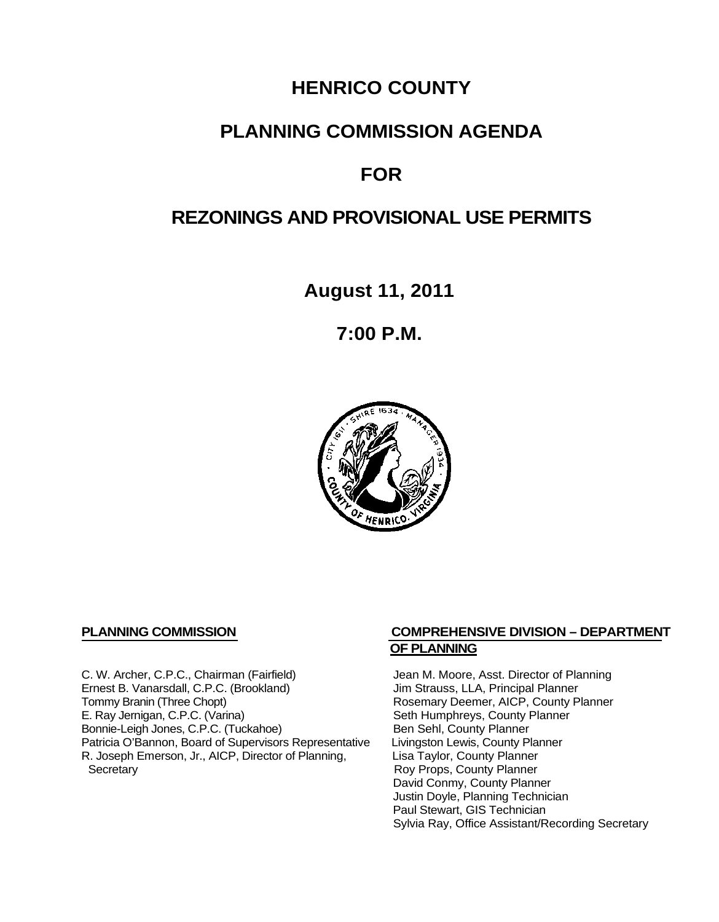# HENRICO COUNTY

# PLANNING COMMISSION AGENDA

# FOR

# REZONINGS AND PROVISIONAL USE PERMITS

**August 11, 2011**

**7:00 P.M.**

**PLANNING COMMISSION**

C. W. Archer, C.P.C., Chairman (Fairfield)
Ernest B. Vanarsdall, C.P.C. (Brookland)
Tommy Branin (Three Chopt)
E. Ray Jernigan, C.P.C. (Varina)
Bonnie-Leigh Jones, C.P.C. (Tuckahoe)
Patricia O'Bannon, Board of Supervisors Representative
R. Joseph Emerson, Jr., AICP, Director of Planning, Secretary

**COMPREHENSIVE DIVISION – DEPARTMENT OF PLANNING**

Jean M. Moore, Asst. Director of Planning
Jim Strauss, LLA, Principal Planner
Rosemary Deemer, AICP, County Planner
Seth Humphreys, County Planner
Ben Sehl, County Planner
Livingston Lewis, County Planner
Lisa Taylor, County Planner
Roy Props, County Planner
David Conmy, County Planner
Justin Doyle, Planning Technician
Paul Stewart, GIS Technician
Sylvia Ray, Office Assistant/Recording Secretary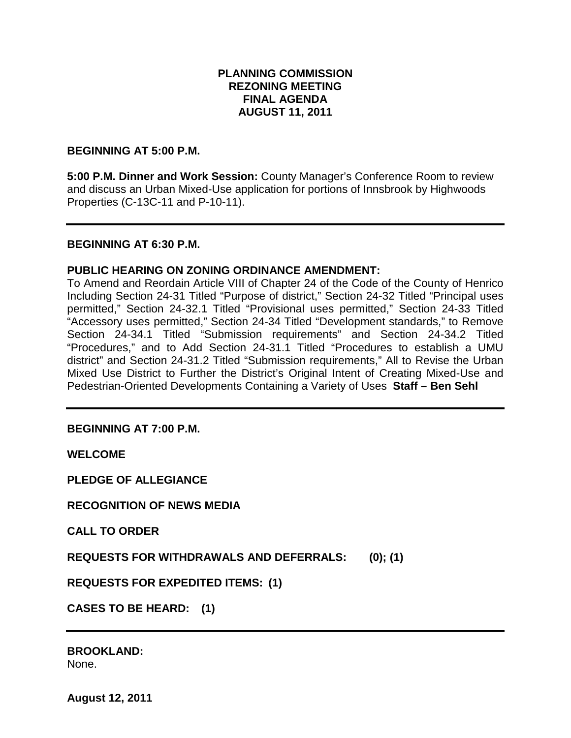# PLANNING COMMISSION
# REZONING MEETING
# FINAL AGENDA
# AUGUST 11, 2011

**BEGINNING AT 5:00 P.M.**

**5:00 P.M. Dinner and Work Session:** County Manager's Conference Room to review and discuss an Urban Mixed-Use application for portions of Innsbrook by Highwoods Properties (C-13C-11 and P-10-11).

---

**BEGINNING AT 6:30 P.M.**

**PUBLIC HEARING ON ZONING ORDINANCE AMENDMENT:**
To Amend and Reordain Article VIII of Chapter 24 of the Code of the County of Henrico Including Section 24-31 Titled "Purpose of district," Section 24-32 Titled "Principal uses permitted," Section 24-32.1 Titled "Provisional uses permitted," Section 24-33 Titled "Accessory uses permitted," Section 24-34 Titled "Development standards," to Remove Section 24-34.1 Titled "Submission requirements" and Section 24-34.2 Titled "Procedures," and to Add Section 24-31.1 Titled "Procedures to establish a UMU district" and Section 24-31.2 Titled "Submission requirements," All to Revise the Urban Mixed Use District to Further the District's Original Intent of Creating Mixed-Use and Pedestrian-Oriented Developments Containing a Variety of Uses **Staff – Ben Sehl**

---

**BEGINNING AT 7:00 P.M.**

**WELCOME**

**PLEDGE OF ALLEGIANCE**

**RECOGNITION OF NEWS MEDIA**

**CALL TO ORDER**

**REQUESTS FOR WITHDRAWALS AND DEFERRALS: (0); (1)**

**REQUESTS FOR EXPEDITED ITEMS: (1)**

**CASES TO BE HEARD: (1)**

---

**BROOKLAND:**
None.

**August 12, 2011**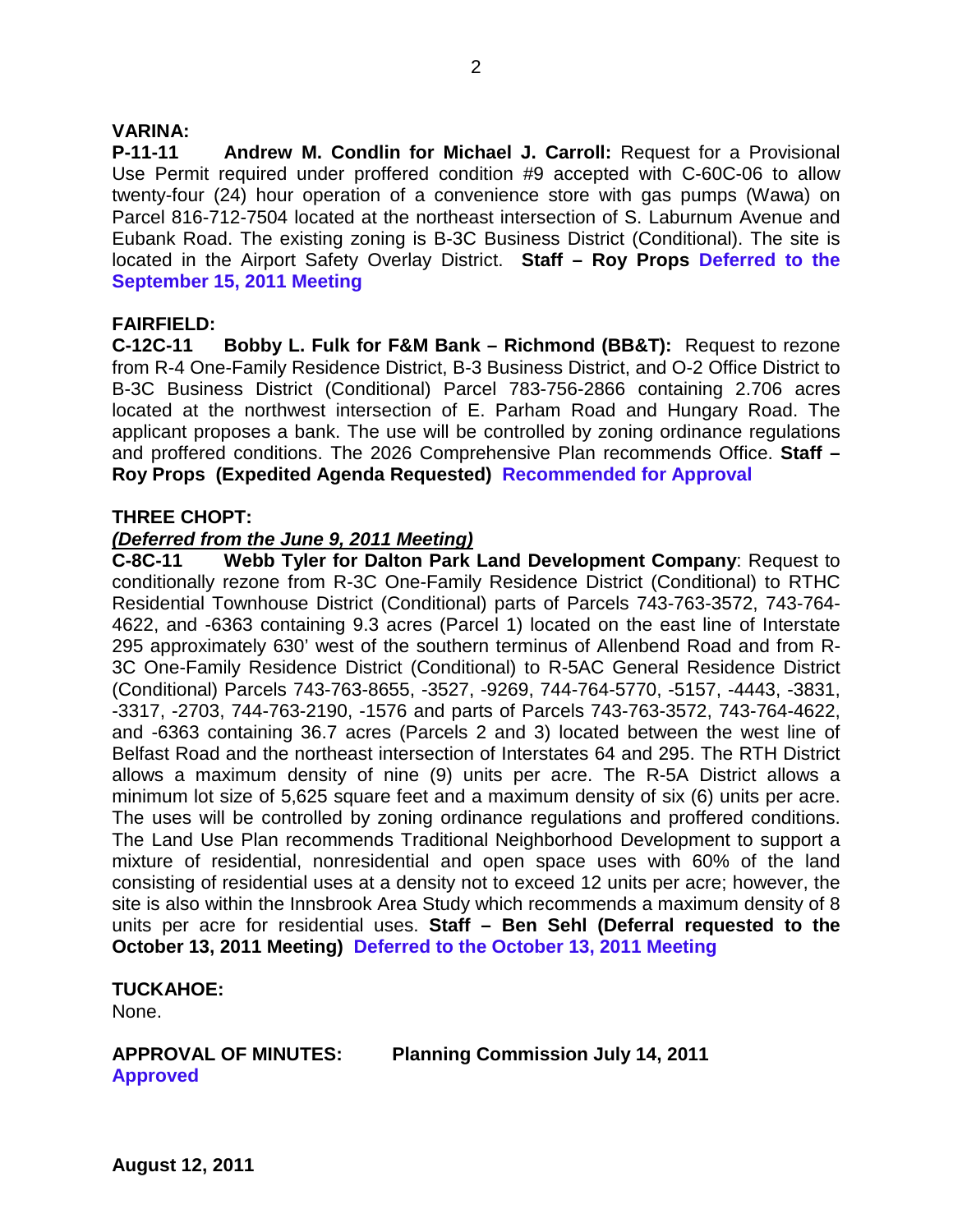**VARINA:**

**P-11-11 Andrew M. Condlin for Michael J. Carroll:** Request for a Provisional Use Permit required under proffered condition #9 accepted with C-60C-06 to allow twenty-four (24) hour operation of a convenience store with gas pumps (Wawa) on Parcel 816-712-7504 located at the northeast intersection of S. Laburnum Avenue and Eubank Road. The existing zoning is B-3C Business District (Conditional). The site is located in the Airport Safety Overlay District. **Staff – Roy Props** **Deferred to the September 15, 2011 Meeting**

**FAIRFIELD:**

**C-12C-11 Bobby L. Fulk for F&M Bank – Richmond (BB&T):** Request to rezone from R-4 One-Family Residence District, B-3 Business District, and O-2 Office District to B-3C Business District (Conditional) Parcel 783-756-2866 containing 2.706 acres located at the northwest intersection of E. Parham Road and Hungary Road. The applicant proposes a bank. The use will be controlled by zoning ordinance regulations and proffered conditions. The 2026 Comprehensive Plan recommends Office. **Staff – Roy Props (Expedited Agenda Requested)** **Recommended for Approval**

**THREE CHOPT:**

***(Deferred from the June 9, 2011 Meeting)***

**C-8C-11 Webb Tyler for Dalton Park Land Development Company**: Request to conditionally rezone from R-3C One-Family Residence District (Conditional) to RTHC Residential Townhouse District (Conditional) parts of Parcels 743-763-3572, 743-764-4622, and -6363 containing 9.3 acres (Parcel 1) located on the east line of Interstate 295 approximately 630' west of the southern terminus of Allenbend Road and from R-3C One-Family Residence District (Conditional) to R-5AC General Residence District (Conditional) Parcels 743-763-8655, -3527, -9269, 744-764-5770, -5157, -4443, -3831, -3317, -2703, 744-763-2190, -1576 and parts of Parcels 743-763-3572, 743-764-4622, and -6363 containing 36.7 acres (Parcels 2 and 3) located between the west line of Belfast Road and the northeast intersection of Interstates 64 and 295. The RTH District allows a maximum density of nine (9) units per acre. The R-5A District allows a minimum lot size of 5,625 square feet and a maximum density of six (6) units per acre. The uses will be controlled by zoning ordinance regulations and proffered conditions. The Land Use Plan recommends Traditional Neighborhood Development to support a mixture of residential, nonresidential and open space uses with 60% of the land consisting of residential uses at a density not to exceed 12 units per acre; however, the site is also within the Innsbrook Area Study which recommends a maximum density of 8 units per acre for residential uses. **Staff – Ben Sehl (Deferral requested to the October 13, 2011 Meeting)** **Deferred to the October 13, 2011 Meeting**

**TUCKAHOE:**

None.

**APPROVAL OF MINUTES: Planning Commission July 14, 2011**
**Approved**

**August 12, 2011**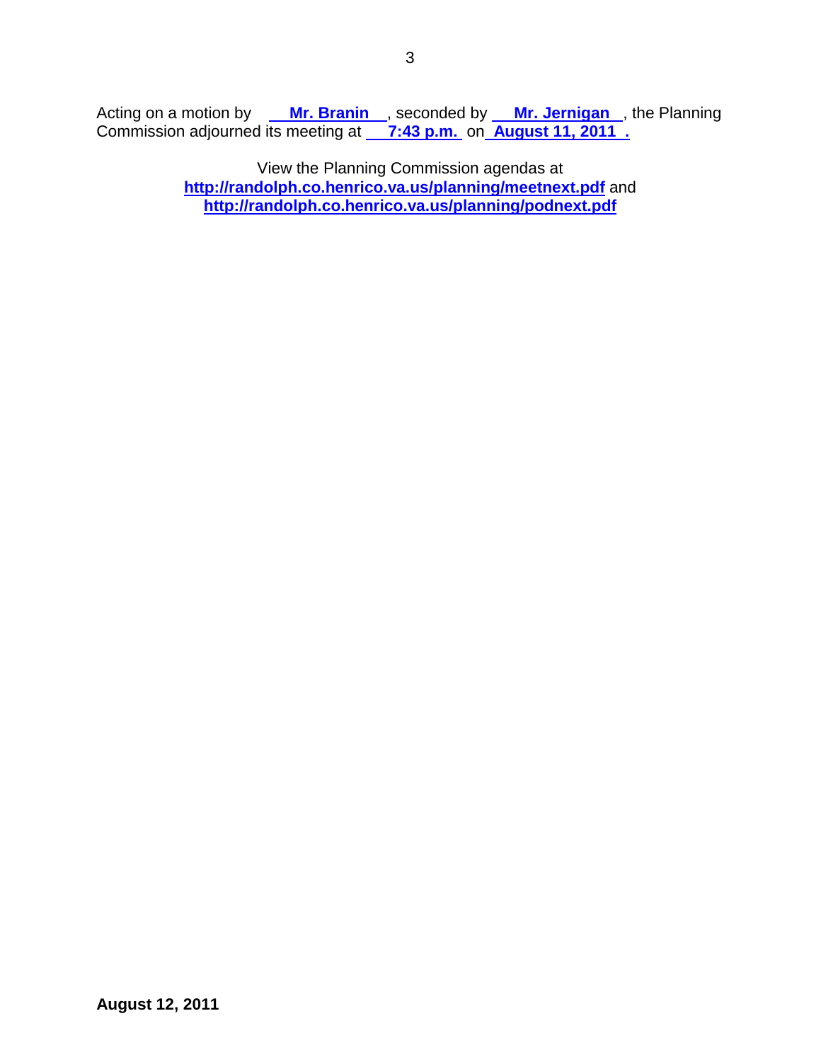Acting on a motion by **Mr. Branin**, seconded by **Mr. Jernigan**, the Planning Commission adjourned its meeting at **7:43 p.m.** on **August 11, 2011**.

View the Planning Commission agendas at
**http://randolph.co.henrico.va.us/planning/meetnext.pdf** and
**http://randolph.co.henrico.va.us/planning/podnext.pdf**

**August 12, 2011**